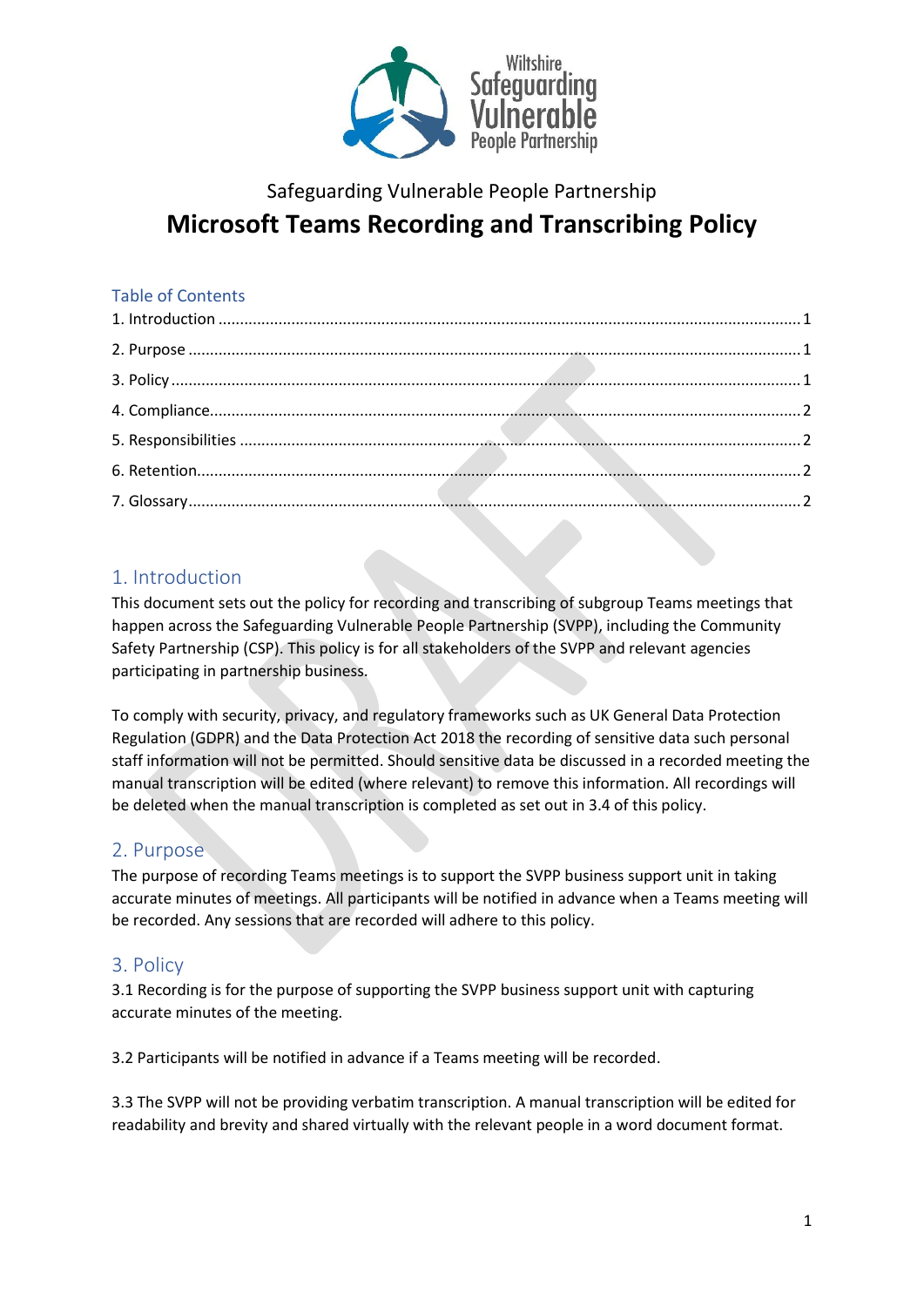Wiltshire Safeguarding Vulnerable People Partnership

Safeguarding Vulnerable People Partnership

# Microsoft Teams Recording and Transcribing Policy

## Table of Contents

1. Introduction ..... 1
2. Purpose ..... 1
3. Policy ..... 1
4. Compliance ..... 2
5. Responsibilities ..... 2
6. Retention ..... 2
7. Glossary ..... 2

## 1. Introduction

This document sets out the policy for recording and transcribing of subgroup Teams meetings that happen across the Safeguarding Vulnerable People Partnership (SVPP), including the Community Safety Partnership (CSP). This policy is for all stakeholders of the SVPP and relevant agencies participating in partnership business.

To comply with security, privacy, and regulatory frameworks such as UK General Data Protection Regulation (GDPR) and the Data Protection Act 2018 the recording of sensitive data such personal staff information will not be permitted. Should sensitive data be discussed in a recorded meeting the manual transcription will be edited (where relevant) to remove this information. All recordings will be deleted when the manual transcription is completed as set out in 3.4 of this policy.

## 2. Purpose

The purpose of recording Teams meetings is to support the SVPP business support unit in taking accurate minutes of meetings. All participants will be notified in advance when a Teams meeting will be recorded. Any sessions that are recorded will adhere to this policy.

## 3. Policy

3.1 Recording is for the purpose of supporting the SVPP business support unit with capturing accurate minutes of the meeting.

3.2 Participants will be notified in advance if a Teams meeting will be recorded.

3.3 The SVPP will not be providing verbatim transcription. A manual transcription will be edited for readability and brevity and shared virtually with the relevant people in a word document format.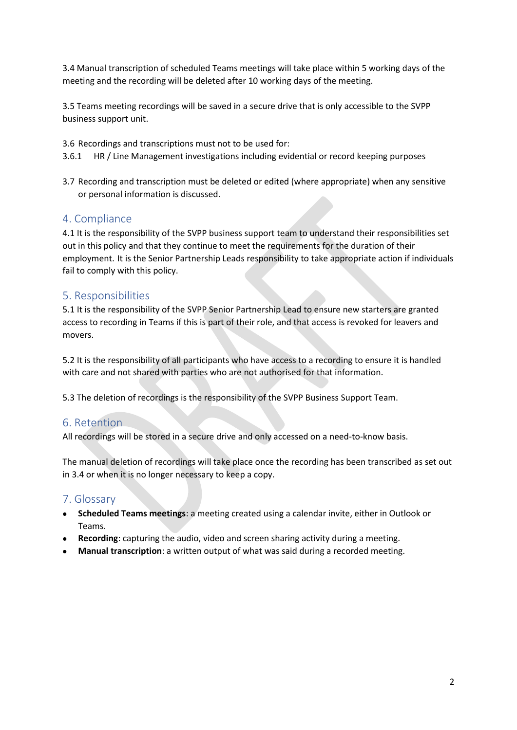3.4 Manual transcription of scheduled Teams meetings will take place within 5 working days of the meeting and the recording will be deleted after 10 working days of the meeting.

3.5 Teams meeting recordings will be saved in a secure drive that is only accessible to the SVPP business support unit.

3.6 Recordings and transcriptions must not to be used for:

3.6.1 HR / Line Management investigations including evidential or record keeping purposes

3.7 Recording and transcription must be deleted or edited (where appropriate) when any sensitive or personal information is discussed.

## 4. Compliance

4.1 It is the responsibility of the SVPP business support team to understand their responsibilities set out in this policy and that they continue to meet the requirements for the duration of their employment. It is the Senior Partnership Leads responsibility to take appropriate action if individuals fail to comply with this policy.

## 5. Responsibilities

5.1 It is the responsibility of the SVPP Senior Partnership Lead to ensure new starters are granted access to recording in Teams if this is part of their role, and that access is revoked for leavers and movers.

5.2 It is the responsibility of all participants who have access to a recording to ensure it is handled with care and not shared with parties who are not authorised for that information.

5.3 The deletion of recordings is the responsibility of the SVPP Business Support Team.

## 6. Retention

All recordings will be stored in a secure drive and only accessed on a need-to-know basis.

The manual deletion of recordings will take place once the recording has been transcribed as set out in 3.4 or when it is no longer necessary to keep a copy.

## 7. Glossary

- **Scheduled Teams meetings**: a meeting created using a calendar invite, either in Outlook or Teams.
- **Recording**: capturing the audio, video and screen sharing activity during a meeting.
- **Manual transcription**: a written output of what was said during a recorded meeting.